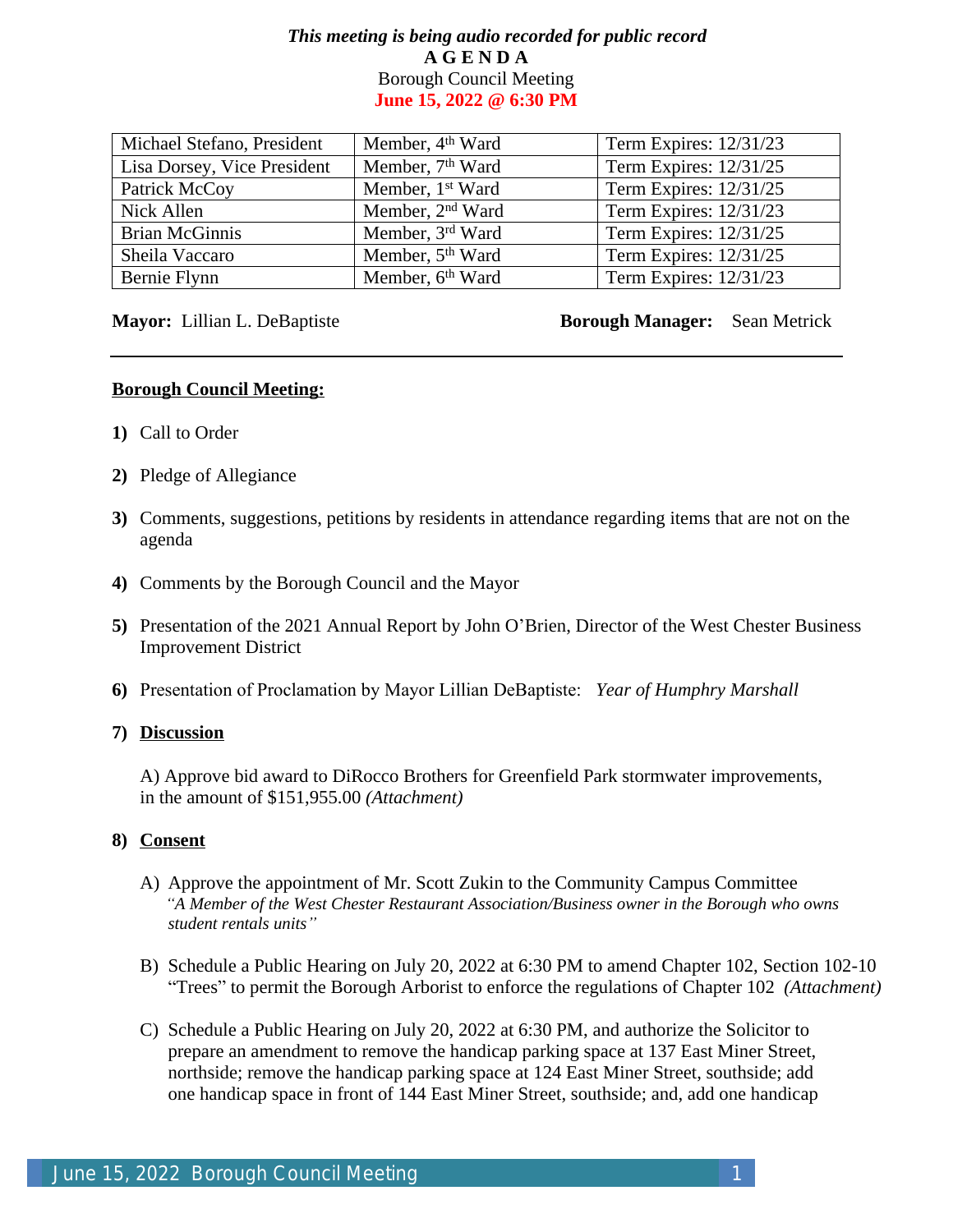***This meeting is being audio recorded for public record***

**A G E N D A**

Borough Council Meeting

**June 15, 2022 @ 6:30 PM**

| Michael Stefano, President | Member, 4th Ward | Term Expires: 12/31/23 |
|---|---|---|
| Lisa Dorsey, Vice President | Member, 7th Ward | Term Expires: 12/31/25 |
| Patrick McCoy | Member, 1st Ward | Term Expires: 12/31/25 |
| Nick Allen | Member, 2nd Ward | Term Expires: 12/31/23 |
| Brian McGinnis | Member, 3rd Ward | Term Expires: 12/31/25 |
| Sheila Vaccaro | Member, 5th Ward | Term Expires: 12/31/25 |
| Bernie Flynn | Member, 6th Ward | Term Expires: 12/31/23 |

**Mayor:** Lillian L. DeBaptiste **Borough Manager:** Sean Metrick

---

**Borough Council Meeting:**

**1)** Call to Order

**2)** Pledge of Allegiance

**3)** Comments, suggestions, petitions by residents in attendance regarding items that are not on the agenda

**4)** Comments by the Borough Council and the Mayor

**5)** Presentation of the 2021 Annual Report by John O'Brien, Director of the West Chester Business Improvement District

**6)** Presentation of Proclamation by Mayor Lillian DeBaptiste: *Year of Humphry Marshall*

**7)** **Discussion**

A) Approve bid award to DiRocco Brothers for Greenfield Park stormwater improvements, in the amount of $151,955.00 *(Attachment)*

**8)** **Consent**

A) Approve the appointment of Mr. Scott Zukin to the Community Campus Committee
*"A Member of the West Chester Restaurant Association/Business owner in the Borough who owns student rentals units"*

B) Schedule a Public Hearing on July 20, 2022 at 6:30 PM to amend Chapter 102, Section 102-10 "Trees" to permit the Borough Arborist to enforce the regulations of Chapter 102 *(Attachment)*

C) Schedule a Public Hearing on July 20, 2022 at 6:30 PM, and authorize the Solicitor to prepare an amendment to remove the handicap parking space at 137 East Miner Street, northside; remove the handicap parking space at 124 East Miner Street, southside; add one handicap space in front of 144 East Miner Street, southside; and, add one handicap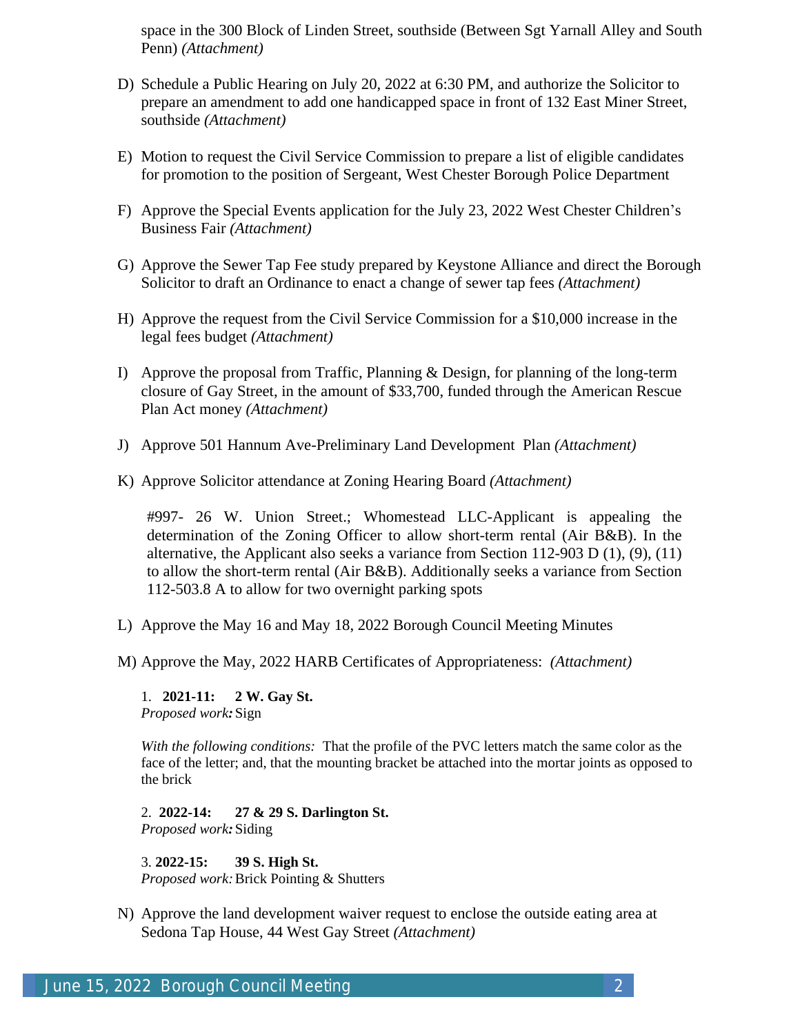space in the 300 Block of Linden Street, southside (Between Sgt Yarnall Alley and South Penn) *(Attachment)*

D) Schedule a Public Hearing on July 20, 2022 at 6:30 PM, and authorize the Solicitor to prepare an amendment to add one handicapped space in front of 132 East Miner Street, southside *(Attachment)*

E) Motion to request the Civil Service Commission to prepare a list of eligible candidates for promotion to the position of Sergeant, West Chester Borough Police Department

F) Approve the Special Events application for the July 23, 2022 West Chester Children's Business Fair *(Attachment)*

G) Approve the Sewer Tap Fee study prepared by Keystone Alliance and direct the Borough Solicitor to draft an Ordinance to enact a change of sewer tap fees *(Attachment)*

H) Approve the request from the Civil Service Commission for a $10,000 increase in the legal fees budget *(Attachment)*

I) Approve the proposal from Traffic, Planning & Design, for planning of the long-term closure of Gay Street, in the amount of $33,700, funded through the American Rescue Plan Act money *(Attachment)*

J) Approve 501 Hannum Ave-Preliminary Land Development Plan *(Attachment)*

K) Approve Solicitor attendance at Zoning Hearing Board *(Attachment)*

   #997- 26 W. Union Street.; Whomestead LLC-Applicant is appealing the determination of the Zoning Officer to allow short-term rental (Air B&B). In the alternative, the Applicant also seeks a variance from Section 112-903 D (1), (9), (11) to allow the short-term rental (Air B&B). Additionally seeks a variance from Section 112-503.8 A to allow for two overnight parking spots

L) Approve the May 16 and May 18, 2022 Borough Council Meeting Minutes

M) Approve the May, 2022 HARB Certificates of Appropriateness: *(Attachment)*

   1. **2021-11: 2 W. Gay St.**
   *Proposed work:* Sign

   *With the following conditions:* That the profile of the PVC letters match the same color as the face of the letter; and, that the mounting bracket be attached into the mortar joints as opposed to the brick

   2. **2022-14: 27 & 29 S. Darlington St.**
   *Proposed work:* Siding

   3. **2022-15: 39 S. High St.**
   *Proposed work:* Brick Pointing & Shutters

N) Approve the land development waiver request to enclose the outside eating area at Sedona Tap House, 44 West Gay Street *(Attachment)*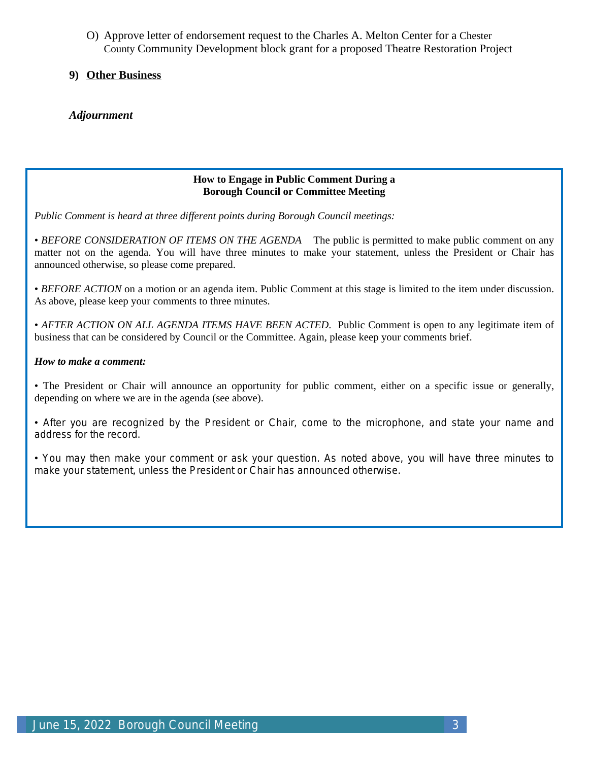O) Approve letter of endorsement request to the Charles A. Melton Center for a Chester County Community Development block grant for a proposed Theatre Restoration Project

**9) Other Business**

***Adjournment***

**How to Engage in Public Comment During a Borough Council or Committee Meeting**

*Public Comment is heard at three different points during Borough Council meetings:*

• *BEFORE CONSIDERATION OF ITEMS ON THE AGENDA* The public is permitted to make public comment on any matter not on the agenda. You will have three minutes to make your statement, unless the President or Chair has announced otherwise, so please come prepared.

• *BEFORE ACTION* on a motion or an agenda item. Public Comment at this stage is limited to the item under discussion. As above, please keep your comments to three minutes.

• *AFTER ACTION ON ALL AGENDA ITEMS HAVE BEEN ACTED.* Public Comment is open to any legitimate item of business that can be considered by Council or the Committee. Again, please keep your comments brief.

***How to make a comment:***

• The President or Chair will announce an opportunity for public comment, either on a specific issue or generally, depending on where we are in the agenda (see above).

• After you are recognized by the President or Chair, come to the microphone, and state your name and address for the record.

• You may then make your comment or ask your question. As noted above, you will have three minutes to make your statement, unless the President or Chair has announced otherwise.